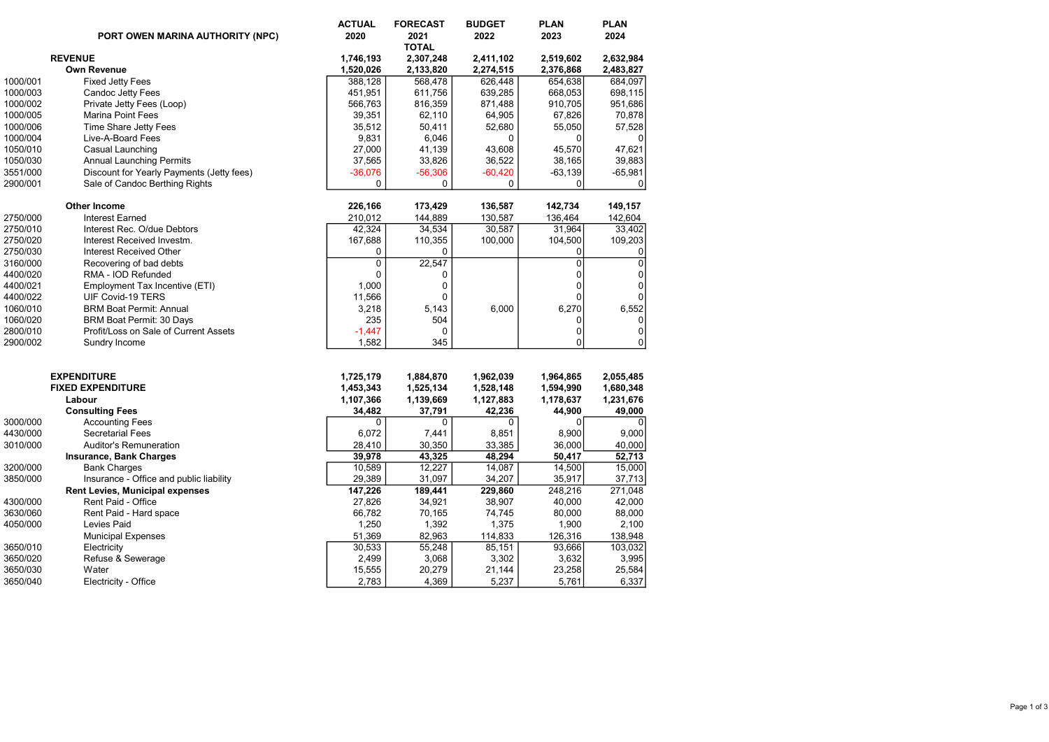| | PORT OWEN MARINA AUTHORITY (NPC) | ACTUAL 2020 | FORECAST 2021 TOTAL | BUDGET 2022 | PLAN 2023 | PLAN 2024 |
|---|---|---|---|---|---|---|
| | **REVENUE** | **1,746,193** | **2,307,248** | **2,411,102** | **2,519,602** | **2,632,984** |
| | **Own Revenue** | **1,520,026** | **2,133,820** | **2,274,515** | **2,376,868** | **2,483,827** |
| 1000/001 | Fixed Jetty Fees | 388,128 | 568,478 | 626,448 | 654,638 | 684,097 |
| 1000/003 | Candoc Jetty Fees | 451,951 | 611,756 | 639,285 | 668,053 | 698,115 |
| 1000/002 | Private Jetty Fees (Loop) | 566,763 | 816,359 | 871,488 | 910,705 | 951,686 |
| 1000/005 | Marina Point Fees | 39,351 | 62,110 | 64,905 | 67,826 | 70,878 |
| 1000/006 | Time Share Jetty Fees | 35,512 | 50,411 | 52,680 | 55,050 | 57,528 |
| 1000/004 | Live-A-Board Fees | 9,831 | 6,046 | 0 | 0 | 0 |
| 1050/010 | Casual Launching | 27,000 | 41,139 | 43,608 | 45,570 | 47,621 |
| 1050/030 | Annual Launching Permits | 37,565 | 33,826 | 36,522 | 38,165 | 39,883 |
| 3551/000 | Discount for Yearly Payments (Jetty fees) | -36,076 | -56,306 | -60,420 | -63,139 | -65,981 |
| 2900/001 | Sale of Candoc Berthing Rights | 0 | 0 | 0 | 0 | 0 |
| | | | | | | |
| | **Other Income** | **226,166** | **173,429** | **136,587** | **142,734** | **149,157** |
| 2750/000 | Interest Earned | 210,012 | 144,889 | 130,587 | 136,464 | 142,604 |
| 2750/010 | Interest Rec. O/due Debtors | 42,324 | 34,534 | 30,587 | 31,964 | 33,402 |
| 2750/020 | Interest Received Investm. | 167,688 | 110,355 | 100,000 | 104,500 | 109,203 |
| 2750/030 | Interest Received Other | 0 | 0 | 0 | 0 | 0 |
| 3160/000 | Recovering of bad debts | 0 | 22,547 | | 0 | 0 |
| 4400/020 | RMA - IOD Refunded | 0 | 0 | | 0 | 0 |
| 4400/021 | Employment Tax Incentive (ETI) | 1,000 | 0 | | 0 | 0 |
| 4400/022 | UIF Covid-19 TERS | 11,566 | 0 | | 0 | 0 |
| 1060/010 | BRM Boat Permit: Annual | 3,218 | 5,143 | 6,000 | 6,270 | 6,552 |
| 1060/020 | BRM Boat Permit: 30 Days | 235 | 504 | | 0 | 0 |
| 2800/010 | Profit/Loss on Sale of Current Assets | -1,447 | 0 | | 0 | 0 |
| 2900/002 | Sundry Income | 1,582 | 345 | | 0 | 0 |
| | | | | | | |
| | **EXPENDITURE** | **1,725,179** | **1,884,870** | **1,962,039** | **1,964,865** | **2,055,485** |
| | **FIXED EXPENDITURE** | **1,453,343** | **1,525,134** | **1,528,148** | **1,594,990** | **1,680,348** |
| | **Labour** | **1,107,366** | **1,139,669** | **1,127,883** | **1,178,637** | **1,231,676** |
| | **Consulting Fees** | **34,482** | **37,791** | **42,236** | **44,900** | **49,000** |
| 3000/000 | Accounting Fees | 0 | 0 | 0 | 0 | 0 |
| 4430/000 | Secretarial Fees | 6,072 | 7,441 | 8,851 | 8,900 | 9,000 |
| 3010/000 | Auditor's Remuneration | 28,410 | 30,350 | 33,385 | 36,000 | 40,000 |
| | **Insurance, Bank Charges** | **39,978** | **43,325** | **48,294** | **50,417** | **52,713** |
| 3200/000 | Bank Charges | 10,589 | 12,227 | 14,087 | 14,500 | 15,000 |
| 3850/000 | Insurance - Office and public liability | 29,389 | 31,097 | 34,207 | 35,917 | 37,713 |
| | **Rent Levies, Municipal expenses** | **147,226** | **189,441** | **229,860** | **248,216** | **271,048** |
| 4300/000 | Rent Paid - Office | 27,826 | 34,921 | 38,907 | 40,000 | 42,000 |
| 3630/060 | Rent Paid - Hard space | 66,782 | 70,165 | 74,745 | 80,000 | 88,000 |
| 4050/000 | Levies Paid | 1,250 | 1,392 | 1,375 | 1,900 | 2,100 |
| | Municipal Expenses | 51,369 | 82,963 | 114,833 | 126,316 | 138,948 |
| 3650/010 | Electricity | 30,533 | 55,248 | 85,151 | 93,666 | 103,032 |
| 3650/020 | Refuse & Sewerage | 2,499 | 3,068 | 3,302 | 3,632 | 3,995 |
| 3650/030 | Water | 15,555 | 20,279 | 21,144 | 23,258 | 25,584 |
| 3650/040 | Electricity - Office | 2,783 | 4,369 | 5,237 | 5,761 | 6,337 |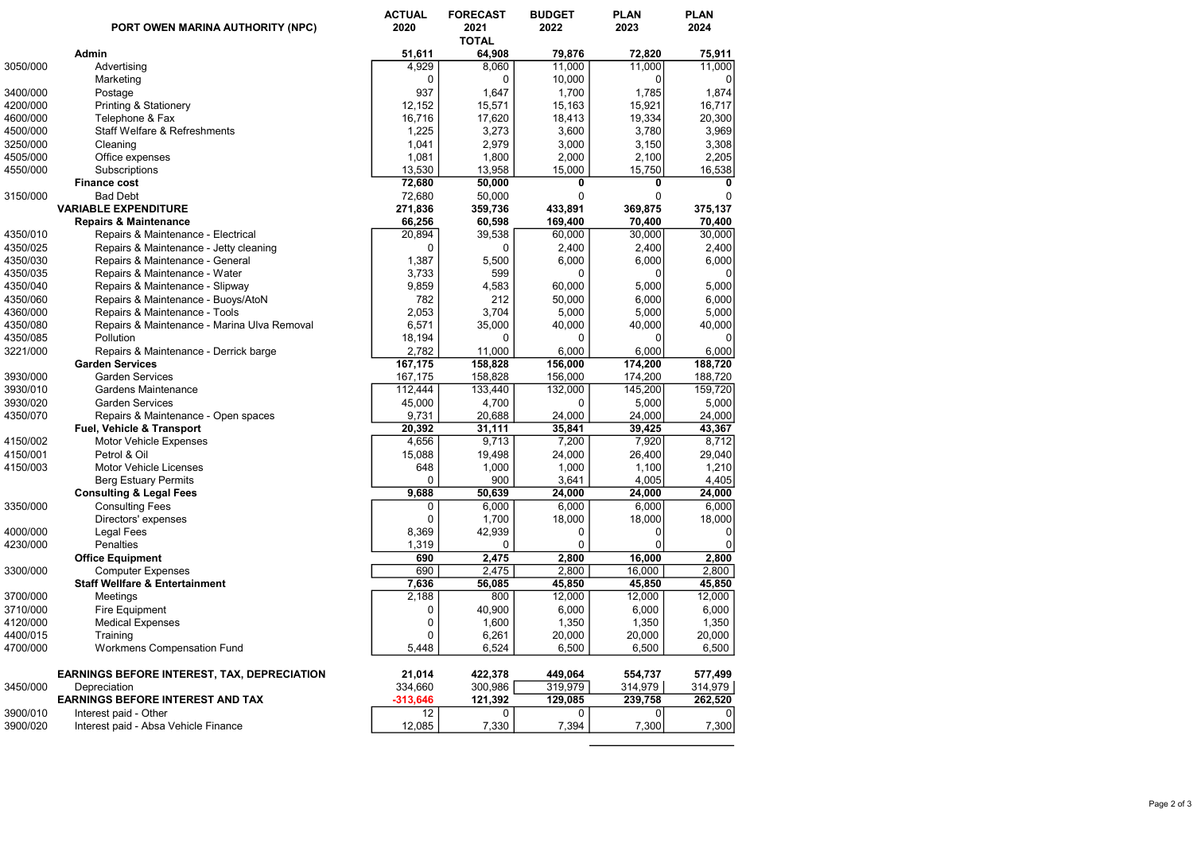| | PORT OWEN MARINA AUTHORITY (NPC) | ACTUAL 2020 | FORECAST 2021 TOTAL | BUDGET 2022 | PLAN 2023 | PLAN 2024 |
|---|---|---|---|---|---|---|
| | **Admin** | **51,611** | **64,908** | **79,876** | **72,820** | **75,911** |
| 3050/000 | Advertising | 4,929 | 8,060 | 11,000 | 11,000 | 11,000 |
| | Marketing | 0 | 0 | 10,000 | 0 | 0 |
| 3400/000 | Postage | 937 | 1,647 | 1,700 | 1,785 | 1,874 |
| 4200/000 | Printing & Stationery | 12,152 | 15,571 | 15,163 | 15,921 | 16,717 |
| 4600/000 | Telephone & Fax | 16,716 | 17,620 | 18,413 | 19,334 | 20,300 |
| 4500/000 | Staff Welfare & Refreshments | 1,225 | 3,273 | 3,600 | 3,780 | 3,969 |
| 3250/000 | Cleaning | 1,041 | 2,979 | 3,000 | 3,150 | 3,308 |
| 4505/000 | Office expenses | 1,081 | 1,800 | 2,000 | 2,100 | 2,205 |
| 4550/000 | Subscriptions | 13,530 | 13,958 | 15,000 | 15,750 | 16,538 |
| | **Finance cost** | **72,680** | **50,000** | **0** | **0** | **0** |
| 3150/000 | Bad Debt | 72,680 | 50,000 | 0 | 0 | 0 |
| | **VARIABLE EXPENDITURE** | **271,836** | **359,736** | **433,891** | **369,875** | **375,137** |
| | **Repairs & Maintenance** | **66,256** | **60,598** | **169,400** | **70,400** | **70,400** |
| 4350/010 | Repairs & Maintenance - Electrical | 20,894 | 39,538 | 60,000 | 30,000 | 30,000 |
| 4350/025 | Repairs & Maintenance - Jetty cleaning | 0 | 0 | 2,400 | 2,400 | 2,400 |
| 4350/030 | Repairs & Maintenance - General | 1,387 | 5,500 | 6,000 | 6,000 | 6,000 |
| 4350/035 | Repairs & Maintenance - Water | 3,733 | 599 | 0 | 0 | 0 |
| 4350/040 | Repairs & Maintenance - Slipway | 9,859 | 4,583 | 60,000 | 5,000 | 5,000 |
| 4350/060 | Repairs & Maintenance - Buoys/AtoN | 782 | 212 | 50,000 | 6,000 | 6,000 |
| 4360/000 | Repairs & Maintenance - Tools | 2,053 | 3,704 | 5,000 | 5,000 | 5,000 |
| 4350/080 | Repairs & Maintenance - Marina Ulva Removal | 6,571 | 35,000 | 40,000 | 40,000 | 40,000 |
| 4350/085 | Pollution | 18,194 | 0 | 0 | 0 | 0 |
| 3221/000 | Repairs & Maintenance - Derrick barge | 2,782 | 11,000 | 6,000 | 6,000 | 6,000 |
| | **Garden Services** | **167,175** | **158,828** | **156,000** | **174,200** | **188,720** |
| 3930/000 | Garden Services | 167,175 | 158,828 | 156,000 | 174,200 | 188,720 |
| 3930/010 | Gardens Maintenance | 112,444 | 133,440 | 132,000 | 145,200 | 159,720 |
| 3930/020 | Garden Services | 45,000 | 4,700 | 0 | 5,000 | 5,000 |
| 4350/070 | Repairs & Maintenance - Open spaces | 9,731 | 20,688 | 24,000 | 24,000 | 24,000 |
| | **Fuel, Vehicle & Transport** | **20,392** | **31,111** | **35,841** | **39,425** | **43,367** |
| 4150/002 | Motor Vehicle Expenses | 4,656 | 9,713 | 7,200 | 7,920 | 8,712 |
| 4150/001 | Petrol & Oil | 15,088 | 19,498 | 24,000 | 26,400 | 29,040 |
| 4150/003 | Motor Vehicle Licenses | 648 | 1,000 | 1,000 | 1,100 | 1,210 |
| | Berg Estuary Permits | 0 | 900 | 3,641 | 4,005 | 4,405 |
| | **Consulting & Legal Fees** | **9,688** | **50,639** | **24,000** | **24,000** | **24,000** |
| 3350/000 | Consulting Fees | 0 | 6,000 | 6,000 | 6,000 | 6,000 |
| | Directors' expenses | 0 | 1,700 | 18,000 | 18,000 | 18,000 |
| 4000/000 | Legal Fees | 8,369 | 42,939 | 0 | 0 | 0 |
| 4230/000 | Penalties | 1,319 | 0 | 0 | 0 | 0 |
| | **Office Equipment** | **690** | **2,475** | **2,800** | **16,000** | **2,800** |
| 3300/000 | Computer Expenses | 690 | 2,475 | 2,800 | 16,000 | 2,800 |
| | **Staff Wellfare & Entertainment** | **7,636** | **56,085** | **45,850** | **45,850** | **45,850** |
| 3700/000 | Meetings | 2,188 | 800 | 12,000 | 12,000 | 12,000 |
| 3710/000 | Fire Equipment | 0 | 40,900 | 6,000 | 6,000 | 6,000 |
| 4120/000 | Medical Expenses | 0 | 1,600 | 1,350 | 1,350 | 1,350 |
| 4400/015 | Training | 0 | 6,261 | 20,000 | 20,000 | 20,000 |
| 4700/000 | Workmens Compensation Fund | 5,448 | 6,524 | 6,500 | 6,500 | 6,500 |
| | | | | | | |
| | **EARNINGS BEFORE INTEREST, TAX, DEPRECIATION** | **21,014** | **422,378** | **449,064** | **554,737** | **577,499** |
| 3450/000 | Depreciation | 334,660 | 300,986 | 319,979 | 314,979 | 314,979 |
| | **EARNINGS BEFORE INTEREST AND TAX** | **-313,646** | **121,392** | **129,085** | **239,758** | **262,520** |
| 3900/010 | Interest paid - Other | 12 | 0 | 0 | 0 | 0 |
| 3900/020 | Interest paid - Absa Vehicle Finance | 12,085 | 7,330 | 7,394 | 7,300 | 7,300 |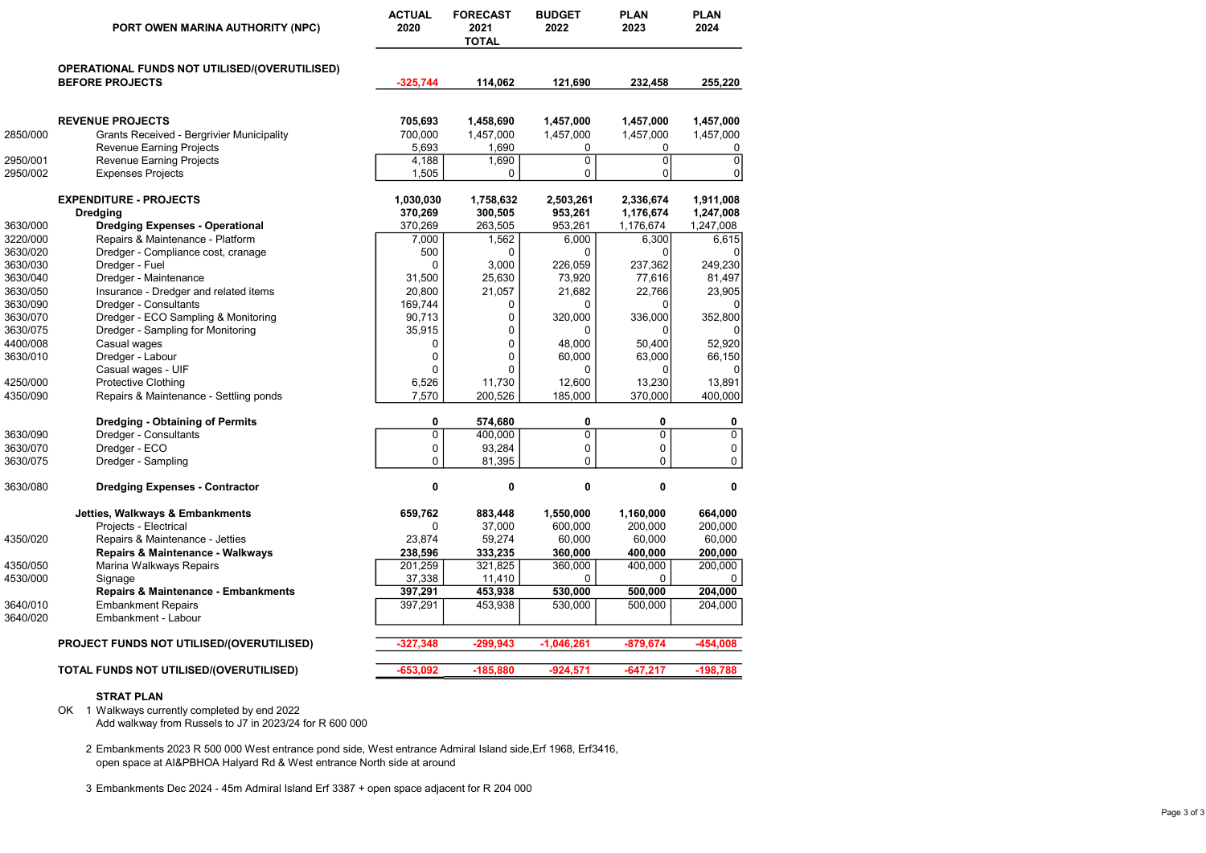| | PORT OWEN MARINA AUTHORITY (NPC) | ACTUAL 2020 | FORECAST 2021 TOTAL | BUDGET 2022 | PLAN 2023 | PLAN 2024 |
|---|---|---|---|---|---|---|
| | **OPERATIONAL FUNDS NOT UTILISED/(OVERUTILISED) BEFORE PROJECTS** | **-325,744** | **114,062** | **121,690** | **232,458** | **255,220** |
| | | | | | | |
| | **REVENUE PROJECTS** | **705,693** | **1,458,690** | **1,457,000** | **1,457,000** | **1,457,000** |
| 2850/000 | Grants Received - Bergrivier Municipality | 700,000 | 1,457,000 | 1,457,000 | 1,457,000 | 1,457,000 |
| | Revenue Earning Projects | 5,693 | 1,690 | 0 | 0 | 0 |
| 2950/001 | Revenue Earning Projects | 4,188 | 1,690 | 0 | 0 | 0 |
| 2950/002 | Expenses Projects | 1,505 | 0 | 0 | 0 | 0 |
| | | | | | | |
| | **EXPENDITURE - PROJECTS** | **1,030,030** | **1,758,632** | **2,503,261** | **2,336,674** | **1,911,008** |
| | **Dredging** | **370,269** | **300,505** | **953,261** | **1,176,674** | **1,247,008** |
| 3630/000 | **Dredging Expenses - Operational** | 370,269 | 263,505 | 953,261 | 1,176,674 | 1,247,008 |
| 3220/000 | Repairs & Maintenance - Platform | 7,000 | 1,562 | 6,000 | 6,300 | 6,615 |
| 3630/020 | Dredger - Compliance cost, cranage | 500 | 0 | 0 | 0 | 0 |
| 3630/030 | Dredger - Fuel | 0 | 3,000 | 226,059 | 237,362 | 249,230 |
| 3630/040 | Dredger - Maintenance | 31,500 | 25,630 | 73,920 | 77,616 | 81,497 |
| 3630/050 | Insurance - Dredger and related items | 20,800 | 21,057 | 21,682 | 22,766 | 23,905 |
| 3630/090 | Dredger - Consultants | 169,744 | 0 | 0 | 0 | 0 |
| 3630/070 | Dredger - ECO Sampling & Monitoring | 90,713 | 0 | 320,000 | 336,000 | 352,800 |
| 3630/075 | Dredger - Sampling for Monitoring | 35,915 | 0 | 0 | 0 | 0 |
| 4400/008 | Casual wages | 0 | 0 | 48,000 | 50,400 | 52,920 |
| 3630/010 | Dredger - Labour | 0 | 0 | 60,000 | 63,000 | 66,150 |
| | Casual wages - UIF | 0 | 0 | 0 | 0 | 0 |
| 4250/000 | Protective Clothing | 6,526 | 11,730 | 12,600 | 13,230 | 13,891 |
| 4350/090 | Repairs & Maintenance - Settling ponds | 7,570 | 200,526 | 185,000 | 370,000 | 400,000 |
| | | | | | | |
| | **Dredging - Obtaining of Permits** | **0** | **574,680** | **0** | **0** | **0** |
| 3630/090 | Dredger - Consultants | 0 | 400,000 | 0 | 0 | 0 |
| 3630/070 | Dredger - ECO | 0 | 93,284 | 0 | 0 | 0 |
| 3630/075 | Dredger - Sampling | 0 | 81,395 | 0 | 0 | 0 |
| | | | | | | |
| 3630/080 | **Dredging Expenses - Contractor** | **0** | **0** | **0** | **0** | **0** |
| | | | | | | |
| | **Jetties, Walkways & Embankments** | **659,762** | **883,448** | **1,550,000** | **1,160,000** | **664,000** |
| | Projects - Electrical | 0 | 37,000 | 600,000 | 200,000 | 200,000 |
| 4350/020 | Repairs & Maintenance - Jetties | 23,874 | 59,274 | 60,000 | 60,000 | 60,000 |
| | **Repairs & Maintenance - Walkways** | **238,596** | **333,235** | **360,000** | **400,000** | **200,000** |
| 4350/050 | Marina Walkways Repairs | 201,259 | 321,825 | 360,000 | 400,000 | 200,000 |
| 4530/000 | Signage | 37,338 | 11,410 | 0 | 0 | 0 |
| | **Repairs & Maintenance - Embankments** | **397,291** | **453,938** | **530,000** | **500,000** | **204,000** |
| 3640/010 | Embankment Repairs | 397,291 | 453,938 | 530,000 | 500,000 | 204,000 |
| 3640/020 | Embankment - Labour | | | | | |
| | | | | | | |
| | **PROJECT FUNDS NOT UTILISED/(OVERUTILISED)** | **-327,348** | **-299,943** | **-1,046,261** | **-879,674** | **-454,008** |
| | | | | | | |
| | **TOTAL FUNDS NOT UTILISED/(OVERUTILISED)** | **-653,092** | **-185,880** | **-924,571** | **-647,217** | **-198,788** |

**STRAT PLAN**

OK 1 Walkways currently completed by end 2022
Add walkway from Russels to J7 in 2023/24 for R 600 000

2 Embankments 2023 R 500 000 West entrance pond side, West entrance Admiral Island side,Erf 1968, Erf3416, open space at AI&PBHOA Halyard Rd & West entrance North side at around

3 Embankments Dec 2024 - 45m Admiral Island Erf 3387 + open space adjacent for R 204 000